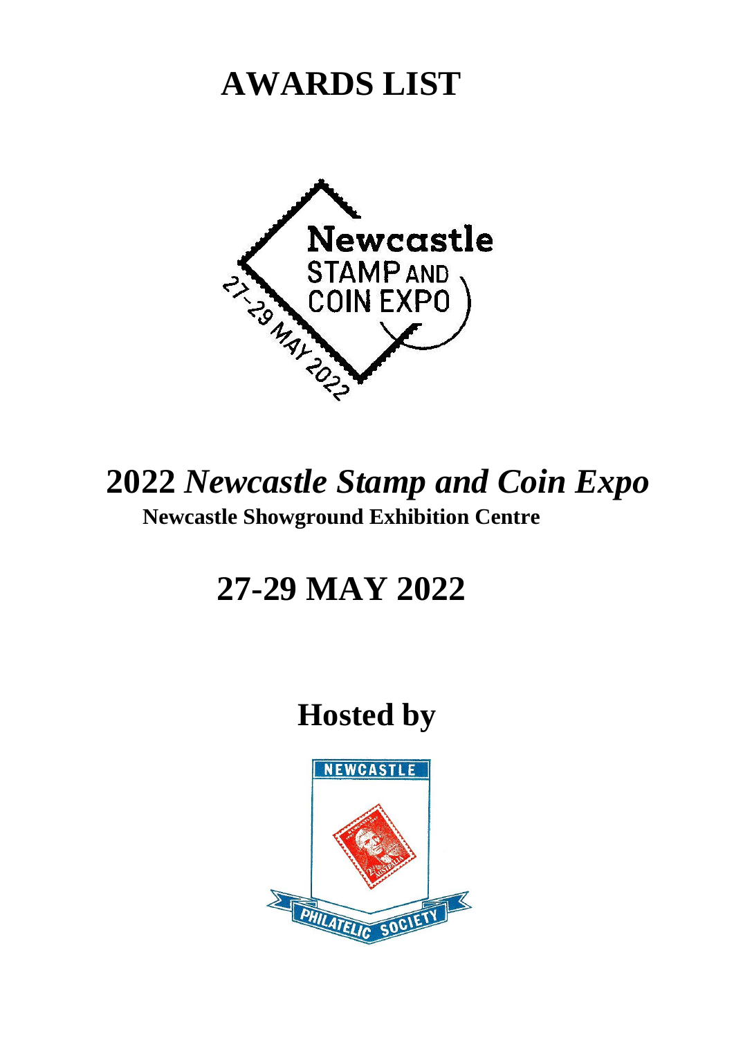# AWARDS LIST

## 2022 *Newcastle Stamp and Coin Expo*

**Newcastle Showground Exhibition Centre**

## 27-29 MAY 2022

## Hosted by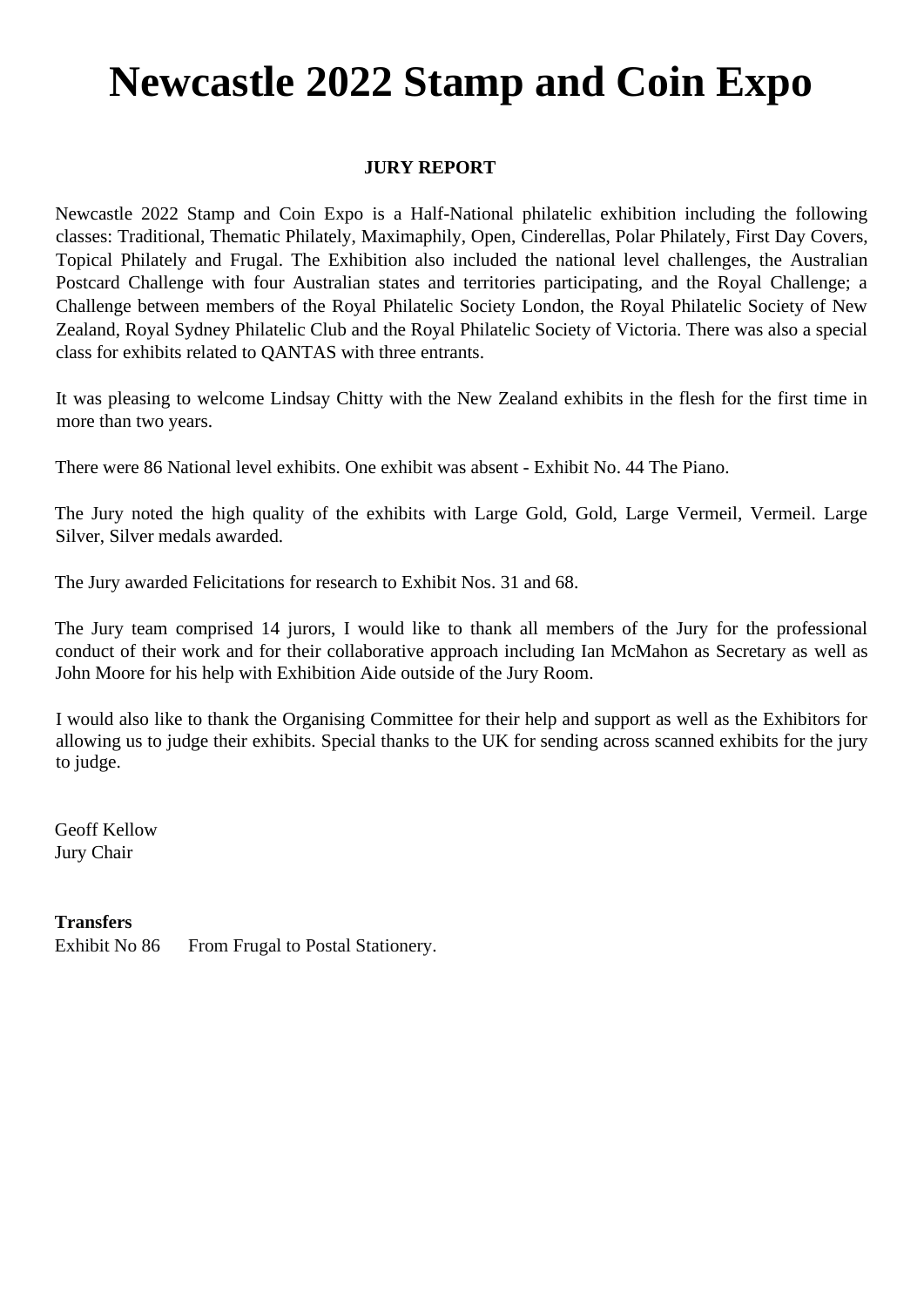# Newcastle 2022 Stamp and Coin Expo

**JURY REPORT**

Newcastle 2022 Stamp and Coin Expo is a Half-National philatelic exhibition including the following classes: Traditional, Thematic Philately, Maximaphily, Open, Cinderellas, Polar Philately, First Day Covers, Topical Philately and Frugal. The Exhibition also included the national level challenges, the Australian Postcard Challenge with four Australian states and territories participating, and the Royal Challenge; a Challenge between members of the Royal Philatelic Society London, the Royal Philatelic Society of New Zealand, Royal Sydney Philatelic Club and the Royal Philatelic Society of Victoria. There was also a special class for exhibits related to QANTAS with three entrants.

It was pleasing to welcome Lindsay Chitty with the New Zealand exhibits in the flesh for the first time in more than two years.

There were 86 National level exhibits. One exhibit was absent - Exhibit No. 44 The Piano.

The Jury noted the high quality of the exhibits with Large Gold, Gold, Large Vermeil, Vermeil. Large Silver, Silver medals awarded.

The Jury awarded Felicitations for research to Exhibit Nos. 31 and 68.

The Jury team comprised 14 jurors, I would like to thank all members of the Jury for the professional conduct of their work and for their collaborative approach including Ian McMahon as Secretary as well as John Moore for his help with Exhibition Aide outside of the Jury Room.

I would also like to thank the Organising Committee for their help and support as well as the Exhibitors for allowing us to judge their exhibits. Special thanks to the UK for sending across scanned exhibits for the jury to judge.

Geoff Kellow
Jury Chair

**Transfers**

Exhibit No 86 From Frugal to Postal Stationery.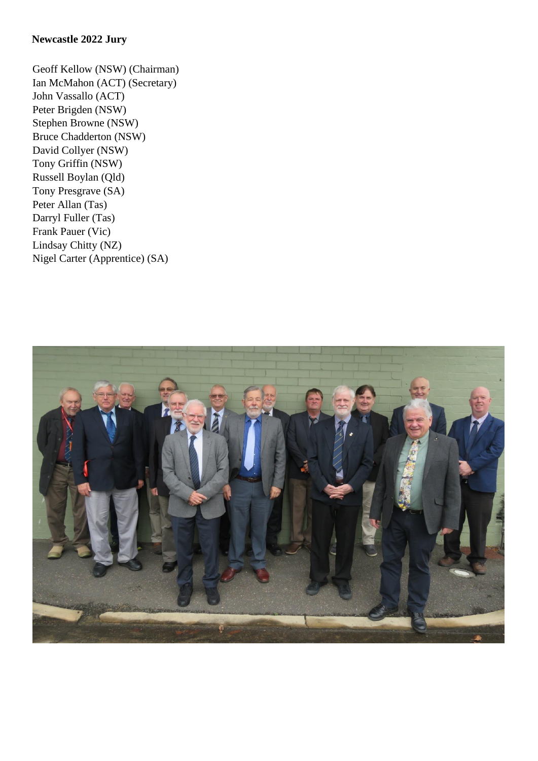**Newcastle 2022 Jury**

Geoff Kellow (NSW) (Chairman)
Ian McMahon (ACT) (Secretary)
John Vassallo (ACT)
Peter Brigden (NSW)
Stephen Browne (NSW)
Bruce Chadderton (NSW)
David Collyer (NSW)
Tony Griffin (NSW)
Russell Boylan (Qld)
Tony Presgrave (SA)
Peter Allan (Tas)
Darryl Fuller (Tas)
Frank Pauer (Vic)
Lindsay Chitty (NZ)
Nigel Carter (Apprentice) (SA)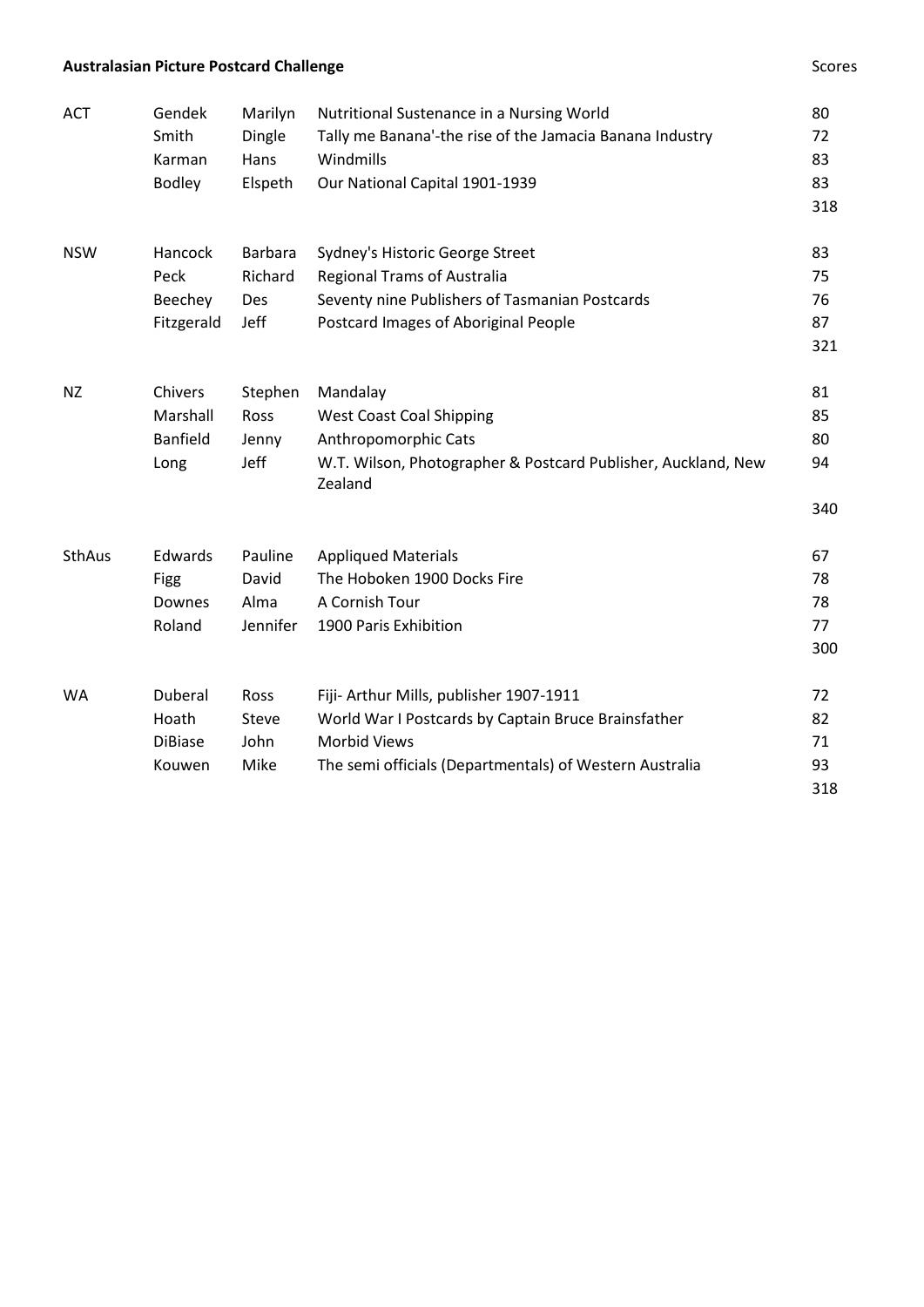**Australasian Picture Postcard Challenge**

| | | | | Scores |
|---|---|---|---|---|
| ACT | Gendek | Marilyn | Nutritional Sustenance in a Nursing World | 80 |
| | Smith | Dingle | Tally me Banana'-the rise of the Jamacia Banana Industry | 72 |
| | Karman | Hans | Windmills | 83 |
| | Bodley | Elspeth | Our National Capital 1901-1939 | 83 |
| | | | | 318 |
| NSW | Hancock | Barbara | Sydney's Historic George Street | 83 |
| | Peck | Richard | Regional Trams of Australia | 75 |
| | Beechey | Des | Seventy nine Publishers of Tasmanian Postcards | 76 |
| | Fitzgerald | Jeff | Postcard Images of Aboriginal People | 87 |
| | | | | 321 |
| NZ | Chivers | Stephen | Mandalay | 81 |
| | Marshall | Ross | West Coast Coal Shipping | 85 |
| | Banfield | Jenny | Anthropomorphic Cats | 80 |
| | Long | Jeff | W.T. Wilson, Photographer & Postcard Publisher, Auckland, New Zealand | 94 |
| | | | | 340 |
| SthAus | Edwards | Pauline | Appliqued Materials | 67 |
| | Figg | David | The Hoboken 1900 Docks Fire | 78 |
| | Downes | Alma | A Cornish Tour | 78 |
| | Roland | Jennifer | 1900 Paris Exhibition | 77 |
| | | | | 300 |
| WA | Duberal | Ross | Fiji- Arthur Mills, publisher 1907-1911 | 72 |
| | Hoath | Steve | World War I Postcards by Captain Bruce Brainsfather | 82 |
| | DiBiase | John | Morbid Views | 71 |
| | Kouwen | Mike | The semi officials (Departmentals) of Western Australia | 93 |
| | | | | 318 |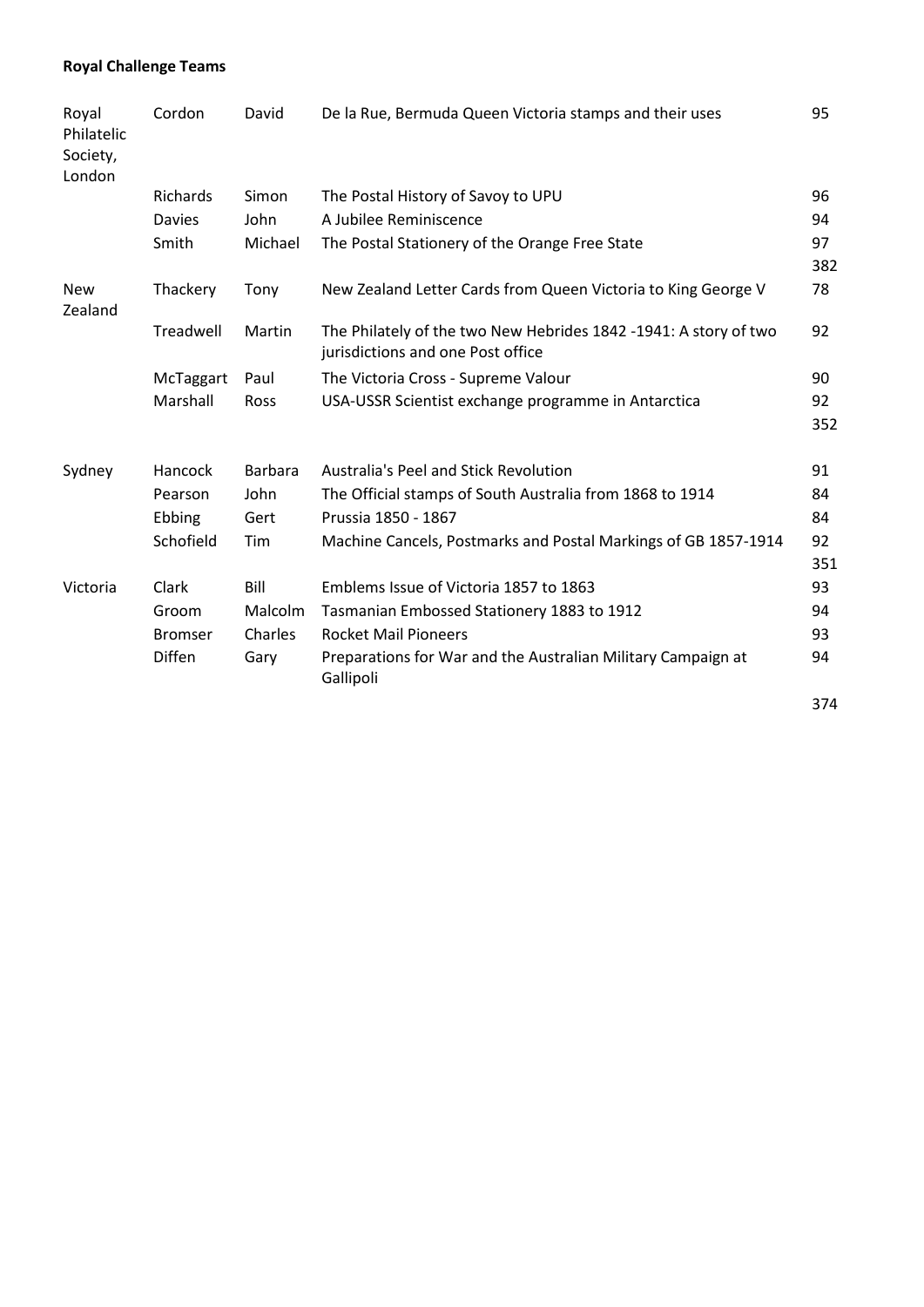**Royal Challenge Teams**

| | | | | |
|---|---|---|---|---|
| Royal Philatelic Society, London | Cordon | David | De la Rue, Bermuda Queen Victoria stamps and their uses | 95 |
| | Richards | Simon | The Postal History of Savoy to UPU | 96 |
| | Davies | John | A Jubilee Reminiscence | 94 |
| | Smith | Michael | The Postal Stationery of the Orange Free State | 97 |
| | | | | 382 |
| New Zealand | Thackery | Tony | New Zealand Letter Cards from Queen Victoria to King George V | 78 |
| | Treadwell | Martin | The Philately of the two New Hebrides 1842 -1941: A story of two jurisdictions and one Post office | 92 |
| | McTaggart | Paul | The Victoria Cross - Supreme Valour | 90 |
| | Marshall | Ross | USA-USSR Scientist exchange programme in Antarctica | 92 |
| | | | | 352 |
| Sydney | Hancock | Barbara | Australia's Peel and Stick Revolution | 91 |
| | Pearson | John | The Official stamps of South Australia from 1868 to 1914 | 84 |
| | Ebbing | Gert | Prussia 1850 - 1867 | 84 |
| | Schofield | Tim | Machine Cancels, Postmarks and Postal Markings of GB 1857-1914 | 92 |
| | | | | 351 |
| Victoria | Clark | Bill | Emblems Issue of Victoria 1857 to 1863 | 93 |
| | Groom | Malcolm | Tasmanian Embossed Stationery 1883 to 1912 | 94 |
| | Bromser | Charles | Rocket Mail Pioneers | 93 |
| | Diffen | Gary | Preparations for War and the Australian Military Campaign at Gallipoli | 94 |
| | | | | 374 |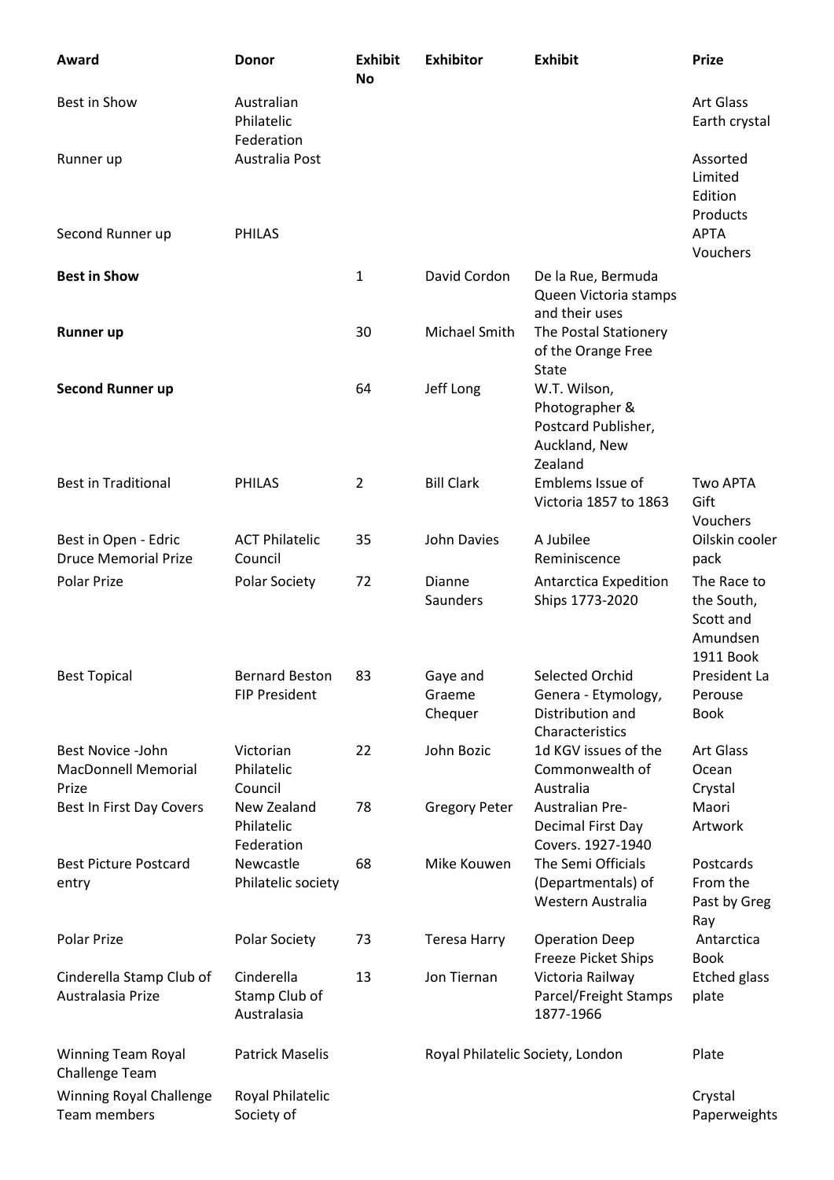| Award | Donor | Exhibit No | Exhibitor | Exhibit | Prize |
| --- | --- | --- | --- | --- | --- |
| Best in Show | Australian Philatelic Federation | | | | Art Glass Earth crystal |
| Runner up | Australia Post | | | | Assorted Limited Edition Products |
| Second Runner up | PHILAS | | | | APTA Vouchers |
| **Best in Show** | | 1 | David Cordon | De la Rue, Bermuda Queen Victoria stamps and their uses | |
| **Runner up** | | 30 | Michael Smith | The Postal Stationery of the Orange Free State | |
| **Second Runner up** | | 64 | Jeff Long | W.T. Wilson, Photographer & Postcard Publisher, Auckland, New Zealand | |
| Best in Traditional | PHILAS | 2 | Bill Clark | Emblems Issue of Victoria 1857 to 1863 | Two APTA Gift Vouchers |
| Best in Open - Edric Druce Memorial Prize | ACT Philatelic Council | 35 | John Davies | A Jubilee Reminiscence | Oilskin cooler pack |
| Polar Prize | Polar Society | 72 | Dianne Saunders | Antarctica Expedition Ships 1773-2020 | The Race to the South, Scott and Amundsen 1911 Book |
| Best Topical | Bernard Beston FIP President | 83 | Gaye and Graeme Chequer | Selected Orchid Genera - Etymology, Distribution and Characteristics | President La Perouse Book |
| Best Novice -John MacDonnell Memorial Prize | Victorian Philatelic Council | 22 | John Bozic | 1d KGV issues of the Commonwealth of Australia | Art Glass Ocean Crystal |
| Best In First Day Covers | New Zealand Philatelic Federation | 78 | Gregory Peter | Australian Pre-Decimal First Day Covers. 1927-1940 | Maori Artwork |
| Best Picture Postcard entry | Newcastle Philatelic society | 68 | Mike Kouwen | The Semi Officials (Departmentals) of Western Australia | Postcards From the Past by Greg Ray |
| Polar Prize | Polar Society | 73 | Teresa Harry | Operation Deep Freeze Picket Ships | Antarctica Book |
| Cinderella Stamp Club of Australasia Prize | Cinderella Stamp Club of Australasia | 13 | Jon Tiernan | Victoria Railway Parcel/Freight Stamps 1877-1966 | Etched glass plate |
| Winning Team Royal Challenge Team | Patrick Maselis | | Royal Philatelic Society, London | | Plate |
| Winning Royal Challenge Team members | Royal Philatelic Society of | | | | Crystal Paperweights |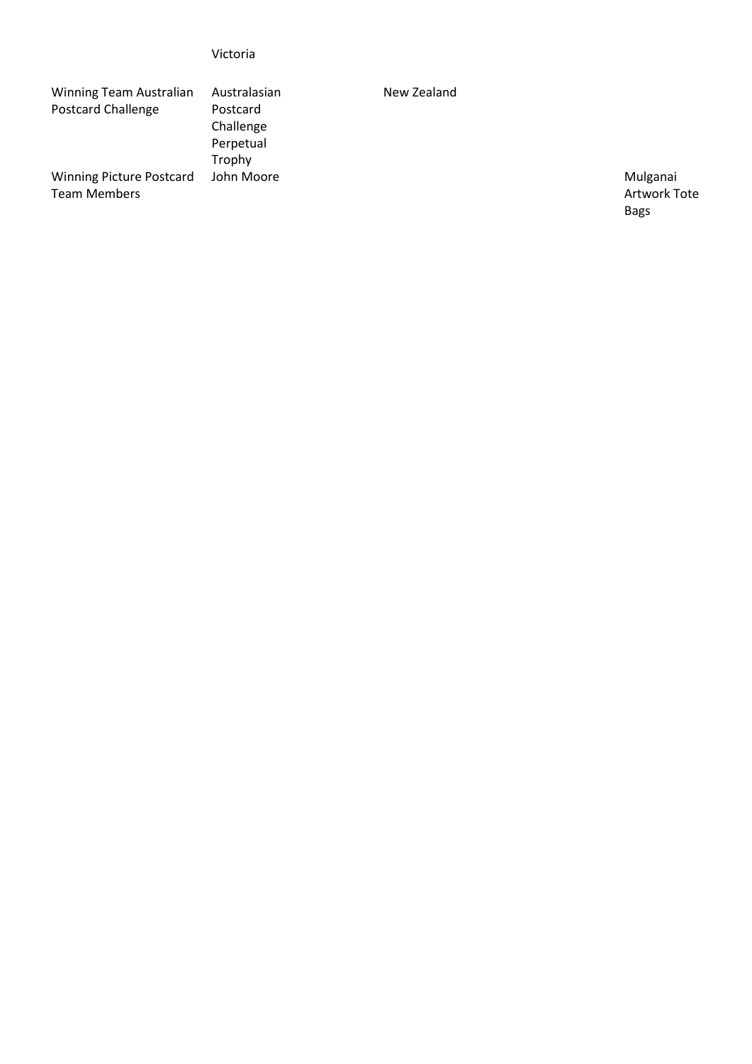| | | | |
|---|---|---|---|
| | Victoria | | |
| Winning Team Australian Postcard Challenge | Australasian Postcard Challenge Perpetual Trophy | New Zealand | |
| Winning Picture Postcard Team Members | John Moore | | Mulganai Artwork Tote Bags |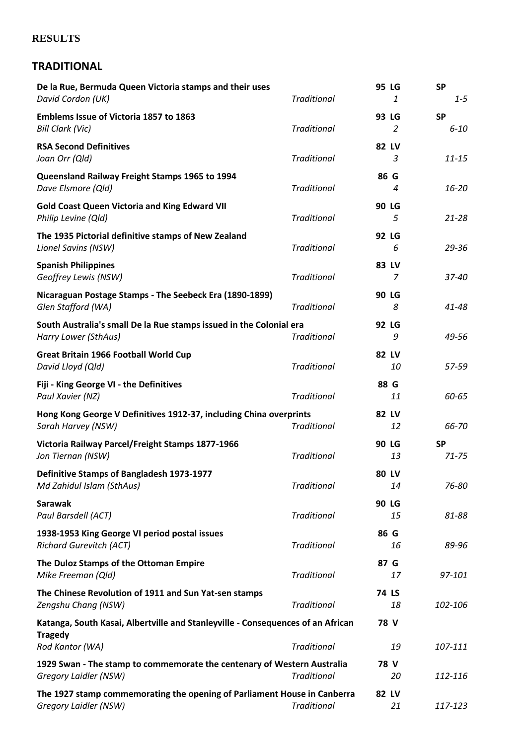**RESULTS**

## TRADITIONAL

| Exhibit / Exhibitor | Class | Medal / No. | Special Prize / Frames |
|---|---|---|---|
| **De la Rue, Bermuda Queen Victoria stamps and their uses** | | **95 LG** | **SP** |
| *David Cordon (UK)* | *Traditional* | *1* | *1-5* |
| **Emblems Issue of Victoria 1857 to 1863** | | **93 LG** | **SP** |
| *Bill Clark (Vic)* | *Traditional* | *2* | *6-10* |
| **RSA Second Definitives** | | **82 LV** | |
| *Joan Orr (Qld)* | *Traditional* | *3* | *11-15* |
| **Queensland Railway Freight Stamps 1965 to 1994** | | **86 G** | |
| *Dave Elsmore (Qld)* | *Traditional* | *4* | *16-20* |
| **Gold Coast Queen Victoria and King Edward VII** | | **90 LG** | |
| *Philip Levine (Qld)* | *Traditional* | *5* | *21-28* |
| **The 1935 Pictorial definitive stamps of New Zealand** | | **92 LG** | |
| *Lionel Savins (NSW)* | *Traditional* | *6* | *29-36* |
| **Spanish Philippines** | | **83 LV** | |
| *Geoffrey Lewis (NSW)* | *Traditional* | *7* | *37-40* |
| **Nicaraguan Postage Stamps - The Seebeck Era (1890-1899)** | | **90 LG** | |
| *Glen Stafford (WA)* | *Traditional* | *8* | *41-48* |
| **South Australia's small De la Rue stamps issued in the Colonial era** | | **92 LG** | |
| *Harry Lower (SthAus)* | *Traditional* | *9* | *49-56* |
| **Great Britain 1966 Football World Cup** | | **82 LV** | |
| *David Lloyd (Qld)* | *Traditional* | *10* | *57-59* |
| **Fiji - King George VI - the Definitives** | | **88 G** | |
| *Paul Xavier (NZ)* | *Traditional* | *11* | *60-65* |
| **Hong Kong George V Definitives 1912-37, including China overprints** | | **82 LV** | |
| *Sarah Harvey (NSW)* | *Traditional* | *12* | *66-70* |
| **Victoria Railway Parcel/Freight Stamps 1877-1966** | | **90 LG** | **SP** |
| *Jon Tiernan (NSW)* | *Traditional* | *13* | *71-75* |
| **Definitive Stamps of Bangladesh 1973-1977** | | **80 LV** | |
| *Md Zahidul Islam (SthAus)* | *Traditional* | *14* | *76-80* |
| **Sarawak** | | **90 LG** | |
| *Paul Barsdell (ACT)* | *Traditional* | *15* | *81-88* |
| **1938-1953 King George VI period postal issues** | | **86 G** | |
| *Richard Gurevitch (ACT)* | *Traditional* | *16* | *89-96* |
| **The Duloz Stamps of the Ottoman Empire** | | **87 G** | |
| *Mike Freeman (Qld)* | *Traditional* | *17* | *97-101* |
| **The Chinese Revolution of 1911 and Sun Yat-sen stamps** | | **74 LS** | |
| *Zengshu Chang (NSW)* | *Traditional* | *18* | *102-106* |
| **Katanga, South Kasai, Albertville and Stanleyville - Consequences of an African Tragedy** | | **78 V** | |
| *Rod Kantor (WA)* | *Traditional* | *19* | *107-111* |
| **1929 Swan - The stamp to commemorate the centenary of Western Australia** | | **78 V** | |
| *Gregory Laidler (NSW)* | *Traditional* | *20* | *112-116* |
| **The 1927 stamp commemorating the opening of Parliament House in Canberra** | | **82 LV** | |
| *Gregory Laidler (NSW)* | *Traditional* | *21* | *117-123* |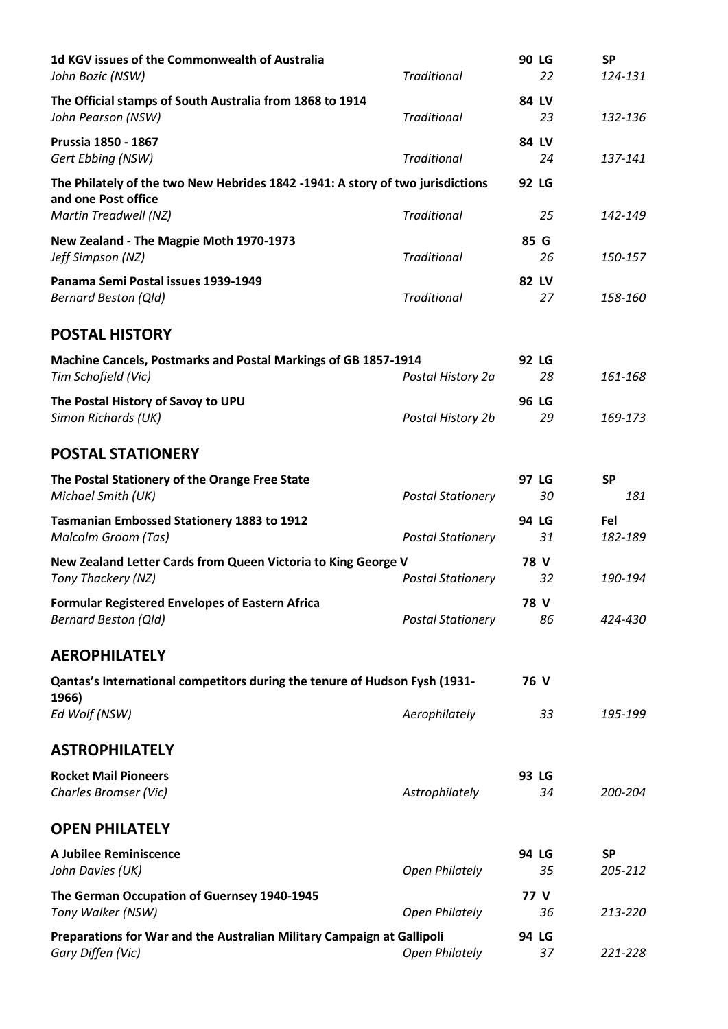**1d KGV issues of the Commonwealth of Australia** — 90 LG — SP
*John Bozic (NSW)* — *Traditional* — *22* — *124-131*

**The Official stamps of South Australia from 1868 to 1914** — 84 LV
*John Pearson (NSW)* — *Traditional* — *23* — *132-136*

**Prussia 1850 - 1867** — 84 LV
*Gert Ebbing (NSW)* — *Traditional* — *24* — *137-141*

**The Philately of the two New Hebrides 1842 -1941: A story of two jurisdictions and one Post office** — 92 LG
*Martin Treadwell (NZ)* — *Traditional* — *25* — *142-149*

**New Zealand - The Magpie Moth 1970-1973** — 85 G
*Jeff Simpson (NZ)* — *Traditional* — *26* — *150-157*

**Panama Semi Postal issues 1939-1949** — 82 LV
*Bernard Beston (Qld)* — *Traditional* — *27* — *158-160*

## POSTAL HISTORY

**Machine Cancels, Postmarks and Postal Markings of GB 1857-1914** — 92 LG
*Tim Schofield (Vic)* — *Postal History 2a* — *28* — *161-168*

**The Postal History of Savoy to UPU** — 96 LG
*Simon Richards (UK)* — *Postal History 2b* — *29* — *169-173*

## POSTAL STATIONERY

**The Postal Stationery of the Orange Free State** — 97 LG — SP
*Michael Smith (UK)* — *Postal Stationery* — *30* — *181*

**Tasmanian Embossed Stationery 1883 to 1912** — 94 LG — Fel
*Malcolm Groom (Tas)* — *Postal Stationery* — *31* — *182-189*

**New Zealand Letter Cards from Queen Victoria to King George V** — 78 V
*Tony Thackery (NZ)* — *Postal Stationery* — *32* — *190-194*

**Formular Registered Envelopes of Eastern Africa** — 78 V
*Bernard Beston (Qld)* — *Postal Stationery* — *86* — *424-430*

## AEROPHILATELY

**Qantas's International competitors during the tenure of Hudson Fysh (1931-1966)** — 76 V
*Ed Wolf (NSW)* — *Aerophilately* — *33* — *195-199*

## ASTROPHILATELY

**Rocket Mail Pioneers** — 93 LG
*Charles Bromser (Vic)* — *Astrophilately* — *34* — *200-204*

## OPEN PHILATELY

**A Jubilee Reminiscence** — 94 LG — SP
*John Davies (UK)* — *Open Philately* — *35* — *205-212*

**The German Occupation of Guernsey 1940-1945** — 77 V
*Tony Walker (NSW)* — *Open Philately* — *36* — *213-220*

**Preparations for War and the Australian Military Campaign at Gallipoli** — 94 LG
*Gary Diffen (Vic)* — *Open Philately* — *37* — *221-228*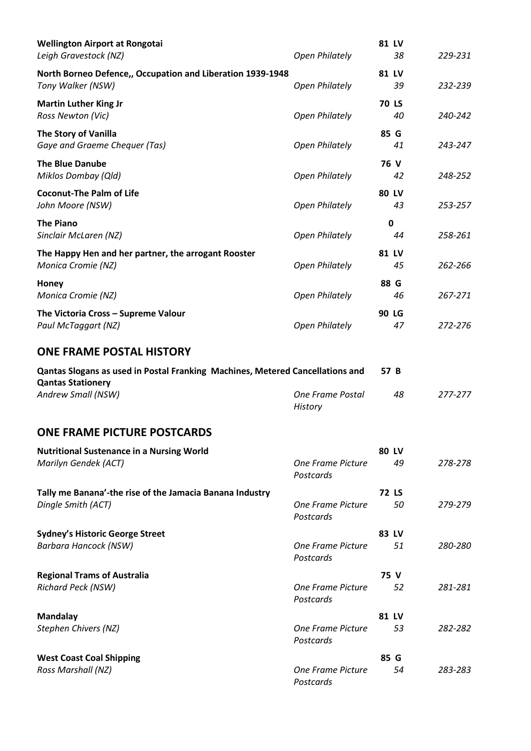| Title / Exhibitor | Class | Award / No. | Pages |
|---|---|---|---|
| **Wellington Airport at Rongotai** | | **81 LV** | |
| *Leigh Gravestock (NZ)* | *Open Philately* | *38* | *229-231* |
| **North Borneo Defence,, Occupation and Liberation 1939-1948** | | **81 LV** | |
| *Tony Walker (NSW)* | *Open Philately* | *39* | *232-239* |
| **Martin Luther King Jr** | | **70 LS** | |
| *Ross Newton (Vic)* | *Open Philately* | *40* | *240-242* |
| **The Story of Vanilla** | | **85 G** | |
| *Gaye and Graeme Chequer (Tas)* | *Open Philately* | *41* | *243-247* |
| **The Blue Danube** | | **76 V** | |
| *Miklos Dombay (Qld)* | *Open Philately* | *42* | *248-252* |
| **Coconut-The Palm of Life** | | **80 LV** | |
| *John Moore (NSW)* | *Open Philately* | *43* | *253-257* |
| **The Piano** | | **0** | |
| *Sinclair McLaren (NZ)* | *Open Philately* | *44* | *258-261* |
| **The Happy Hen and her partner, the arrogant Rooster** | | **81 LV** | |
| *Monica Cromie (NZ)* | *Open Philately* | *45* | *262-266* |
| **Honey** | | **88 G** | |
| *Monica Cromie (NZ)* | *Open Philately* | *46* | *267-271* |
| **The Victoria Cross – Supreme Valour** | | **90 LG** | |
| *Paul McTaggart (NZ)* | *Open Philately* | *47* | *272-276* |

## ONE FRAME POSTAL HISTORY

| Title / Exhibitor | Class | Award / No. | Pages |
|---|---|---|---|
| **Qantas Slogans as used in Postal Franking Machines, Metered Cancellations and Qantas Stationery** | | **57 B** | |
| *Andrew Small (NSW)* | *One Frame Postal History* | *48* | *277-277* |

## ONE FRAME PICTURE POSTCARDS

| Title / Exhibitor | Class | Award / No. | Pages |
|---|---|---|---|
| **Nutritional Sustenance in a Nursing World** | | **80 LV** | |
| *Marilyn Gendek (ACT)* | *One Frame Picture Postcards* | *49* | *278-278* |
| **Tally me Banana'-the rise of the Jamacia Banana Industry** | | **72 LS** | |
| *Dingle Smith (ACT)* | *One Frame Picture Postcards* | *50* | *279-279* |
| **Sydney's Historic George Street** | | **83 LV** | |
| *Barbara Hancock (NSW)* | *One Frame Picture Postcards* | *51* | *280-280* |
| **Regional Trams of Australia** | | **75 V** | |
| *Richard Peck (NSW)* | *One Frame Picture Postcards* | *52* | *281-281* |
| **Mandalay** | | **81 LV** | |
| *Stephen Chivers (NZ)* | *One Frame Picture Postcards* | *53* | *282-282* |
| **West Coast Coal Shipping** | | **85 G** | |
| *Ross Marshall (NZ)* | *One Frame Picture Postcards* | *54* | *283-283* |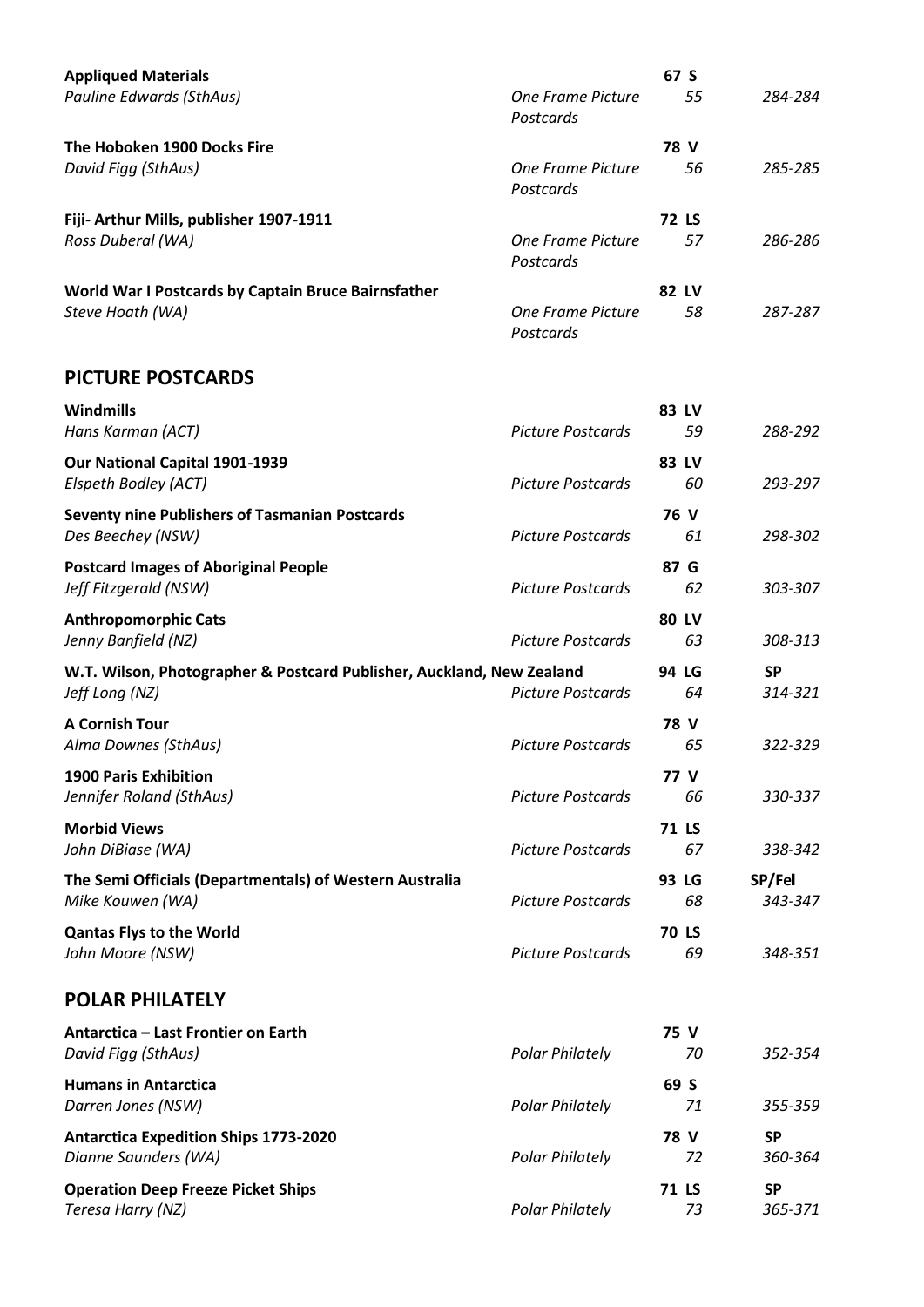| Exhibit / Exhibitor | Class | Award / No. | Frames |
|---|---|---|---|
| **Appliqued Materials** | | **67 S** | |
| *Pauline Edwards (SthAus)* | *One Frame Picture Postcards* | *55* | *284-284* |
| **The Hoboken 1900 Docks Fire** | | **78 V** | |
| *David Figg (SthAus)* | *One Frame Picture Postcards* | *56* | *285-285* |
| **Fiji- Arthur Mills, publisher 1907-1911** | | **72 LS** | |
| *Ross Duberal (WA)* | *One Frame Picture Postcards* | *57* | *286-286* |
| **World War I Postcards by Captain Bruce Bairnsfather** | | **82 LV** | |
| *Steve Hoath (WA)* | *One Frame Picture Postcards* | *58* | *287-287* |

## PICTURE POSTCARDS

| Exhibit / Exhibitor | Class | Award / No. | Frames |
|---|---|---|---|
| **Windmills** | | **83 LV** | |
| *Hans Karman (ACT)* | *Picture Postcards* | *59* | *288-292* |
| **Our National Capital 1901-1939** | | **83 LV** | |
| *Elspeth Bodley (ACT)* | *Picture Postcards* | *60* | *293-297* |
| **Seventy nine Publishers of Tasmanian Postcards** | | **76 V** | |
| *Des Beechey (NSW)* | *Picture Postcards* | *61* | *298-302* |
| **Postcard Images of Aboriginal People** | | **87 G** | |
| *Jeff Fitzgerald (NSW)* | *Picture Postcards* | *62* | *303-307* |
| **Anthropomorphic Cats** | | **80 LV** | |
| *Jenny Banfield (NZ)* | *Picture Postcards* | *63* | *308-313* |
| **W.T. Wilson, Photographer & Postcard Publisher, Auckland, New Zealand** | | **94 LG** | **SP** |
| *Jeff Long (NZ)* | *Picture Postcards* | *64* | *314-321* |
| **A Cornish Tour** | | **78 V** | |
| *Alma Downes (SthAus)* | *Picture Postcards* | *65* | *322-329* |
| **1900 Paris Exhibition** | | **77 V** | |
| *Jennifer Roland (SthAus)* | *Picture Postcards* | *66* | *330-337* |
| **Morbid Views** | | **71 LS** | |
| *John DiBiase (WA)* | *Picture Postcards* | *67* | *338-342* |
| **The Semi Officials (Departmentals) of Western Australia** | | **93 LG** | **SP/Fel** |
| *Mike Kouwen (WA)* | *Picture Postcards* | *68* | *343-347* |
| **Qantas Flys to the World** | | **70 LS** | |
| *John Moore (NSW)* | *Picture Postcards* | *69* | *348-351* |

## POLAR PHILATELY

| Exhibit / Exhibitor | Class | Award / No. | Frames |
|---|---|---|---|
| **Antarctica – Last Frontier on Earth** | | **75 V** | |
| *David Figg (SthAus)* | *Polar Philately* | *70* | *352-354* |
| **Humans in Antarctica** | | **69 S** | |
| *Darren Jones (NSW)* | *Polar Philately* | *71* | *355-359* |
| **Antarctica Expedition Ships 1773-2020** | | **78 V** | **SP** |
| *Dianne Saunders (WA)* | *Polar Philately* | *72* | *360-364* |
| **Operation Deep Freeze Picket Ships** | | **71 LS** | **SP** |
| *Teresa Harry (NZ)* | *Polar Philately* | *73* | *365-371* |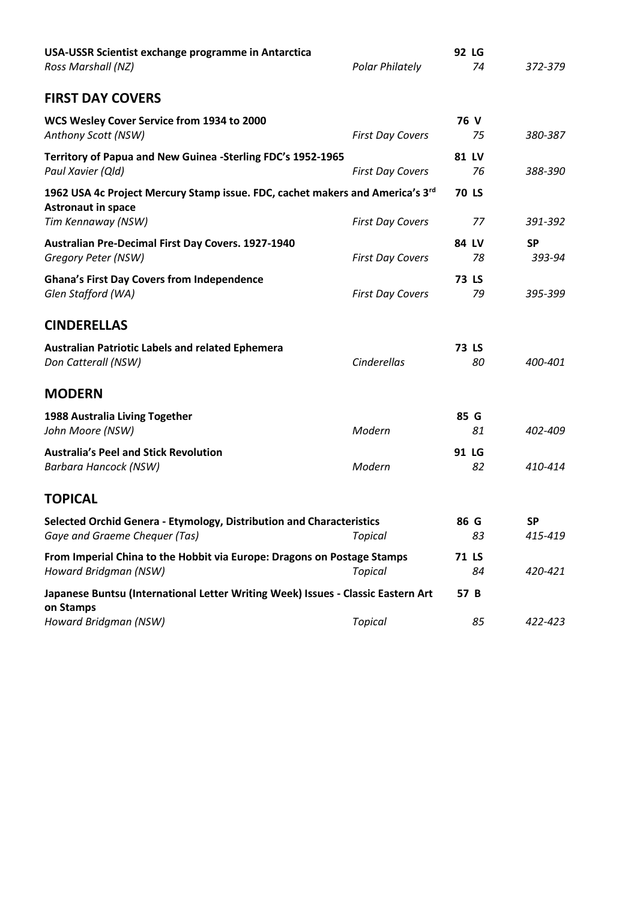| | | | | |
|---|---|---|---|---|
| **USA-USSR Scientist exchange programme in Antarctica** | | **92 LG** | | |
| *Ross Marshall (NZ)* | *Polar Philately* | *74* | | *372-379* |

## FIRST DAY COVERS

| | | | | |
|---|---|---|---|---|
| **WCS Wesley Cover Service from 1934 to 2000** | | **76 V** | | |
| *Anthony Scott (NSW)* | *First Day Covers* | *75* | | *380-387* |
| **Territory of Papua and New Guinea -Sterling FDC's 1952-1965** | | **81 LV** | | |
| *Paul Xavier (Qld)* | *First Day Covers* | *76* | | *388-390* |
| **1962 USA 4c Project Mercury Stamp issue. FDC, cachet makers and America's 3rd Astronaut in space** | | **70 LS** | | |
| *Tim Kennaway (NSW)* | *First Day Covers* | *77* | | *391-392* |
| **Australian Pre-Decimal First Day Covers. 1927-1940** | | **84 LV** | **SP** | |
| *Gregory Peter (NSW)* | *First Day Covers* | *78* | | *393-94* |
| **Ghana's First Day Covers from Independence** | | **73 LS** | | |
| *Glen Stafford (WA)* | *First Day Covers* | *79* | | *395-399* |

## CINDERELLAS

| | | | | |
|---|---|---|---|---|
| **Australian Patriotic Labels and related Ephemera** | | **73 LS** | | |
| *Don Catterall (NSW)* | *Cinderellas* | *80* | | *400-401* |

## MODERN

| | | | | |
|---|---|---|---|---|
| **1988 Australia Living Together** | | **85 G** | | |
| *John Moore (NSW)* | *Modern* | *81* | | *402-409* |
| **Australia's Peel and Stick Revolution** | | **91 LG** | | |
| *Barbara Hancock (NSW)* | *Modern* | *82* | | *410-414* |

## TOPICAL

| | | | | |
|---|---|---|---|---|
| **Selected Orchid Genera - Etymology, Distribution and Characteristics** | | **86 G** | **SP** | |
| *Gaye and Graeme Chequer (Tas)* | *Topical* | *83* | | *415-419* |
| **From Imperial China to the Hobbit via Europe: Dragons on Postage Stamps** | | **71 LS** | | |
| *Howard Bridgman (NSW)* | *Topical* | *84* | | *420-421* |
| **Japanese Buntsu (International Letter Writing Week) Issues - Classic Eastern Art on Stamps** | | **57 B** | | |
| *Howard Bridgman (NSW)* | *Topical* | *85* | | *422-423* |